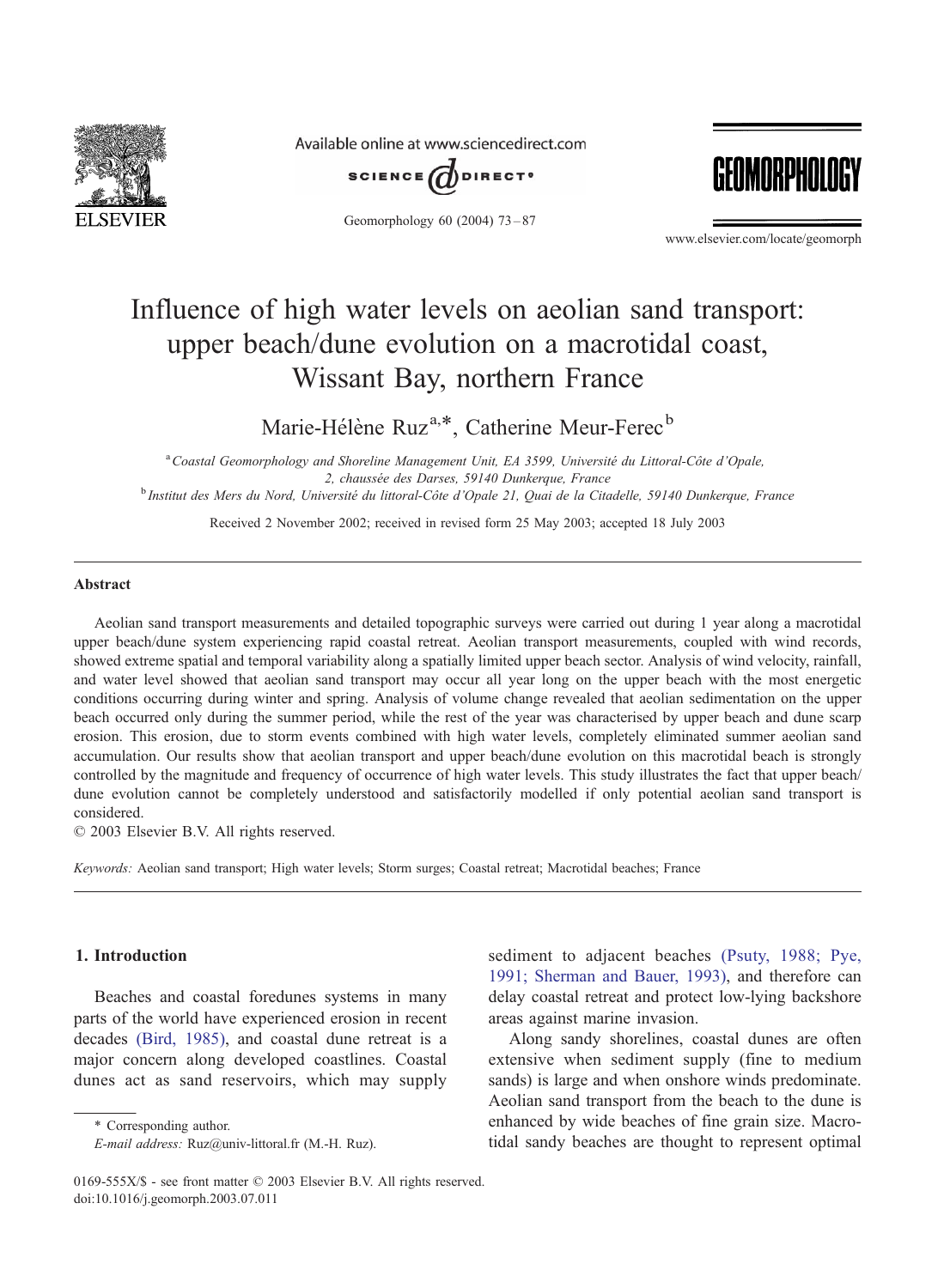# Influence of high water levels on aeolian sand transport: upper beach/dune evolution on a macrotidal coast, Wissant Bay, northern France

Marie-Hélène Ruz[a,*], Catherine Meur-Ferec[b]

[a] *Coastal Geomorphology and Shoreline Management Unit, EA 3599, Université du Littoral-Côte d'Opale, 2, chaussée des Darses, 59140 Dunkerque, France*

[b] *Institut des Mers du Nord, Université du littoral-Côte d'Opale 21, Quai de la Citadelle, 59140 Dunkerque, France*

Received 2 November 2002; received in revised form 25 May 2003; accepted 18 July 2003

## Abstract

Aeolian sand transport measurements and detailed topographic surveys were carried out during 1 year along a macrotidal upper beach/dune system experiencing rapid coastal retreat. Aeolian transport measurements, coupled with wind records, showed extreme spatial and temporal variability along a spatially limited upper beach sector. Analysis of wind velocity, rainfall, and water level showed that aeolian sand transport may occur all year long on the upper beach with the most energetic conditions occurring during winter and spring. Analysis of volume change revealed that aeolian sedimentation on the upper beach occurred only during the summer period, while the rest of the year was characterised by upper beach and dune scarp erosion. This erosion, due to storm events combined with high water levels, completely eliminated summer aeolian sand accumulation. Our results show that aeolian transport and upper beach/dune evolution on this macrotidal beach is strongly controlled by the magnitude and frequency of occurrence of high water levels. This study illustrates the fact that upper beach/dune evolution cannot be completely understood and satisfactorily modelled if only potential aeolian sand transport is considered.

© 2003 Elsevier B.V. All rights reserved.

*Keywords:* Aeolian sand transport; High water levels; Storm surges; Coastal retreat; Macrotidal beaches; France

## 1. Introduction

Beaches and coastal foredunes systems in many parts of the world have experienced erosion in recent decades (Bird, 1985), and coastal dune retreat is a major concern along developed coastlines. Coastal dunes act as sand reservoirs, which may supply sediment to adjacent beaches (Psuty, 1988; Pye, 1991; Sherman and Bauer, 1993), and therefore can delay coastal retreat and protect low-lying backshore areas against marine invasion.

Along sandy shorelines, coastal dunes are often extensive when sediment supply (fine to medium sands) is large and when onshore winds predominate. Aeolian sand transport from the beach to the dune is enhanced by wide beaches of fine grain size. Macrotidal sandy beaches are thought to represent optimal

\* Corresponding author.
*E-mail address:* Ruz@univ-littoral.fr (M.-H. Ruz).

0169-555X/$ - see front matter © 2003 Elsevier B.V. All rights reserved.
doi:10.1016/j.geomorph.2003.07.011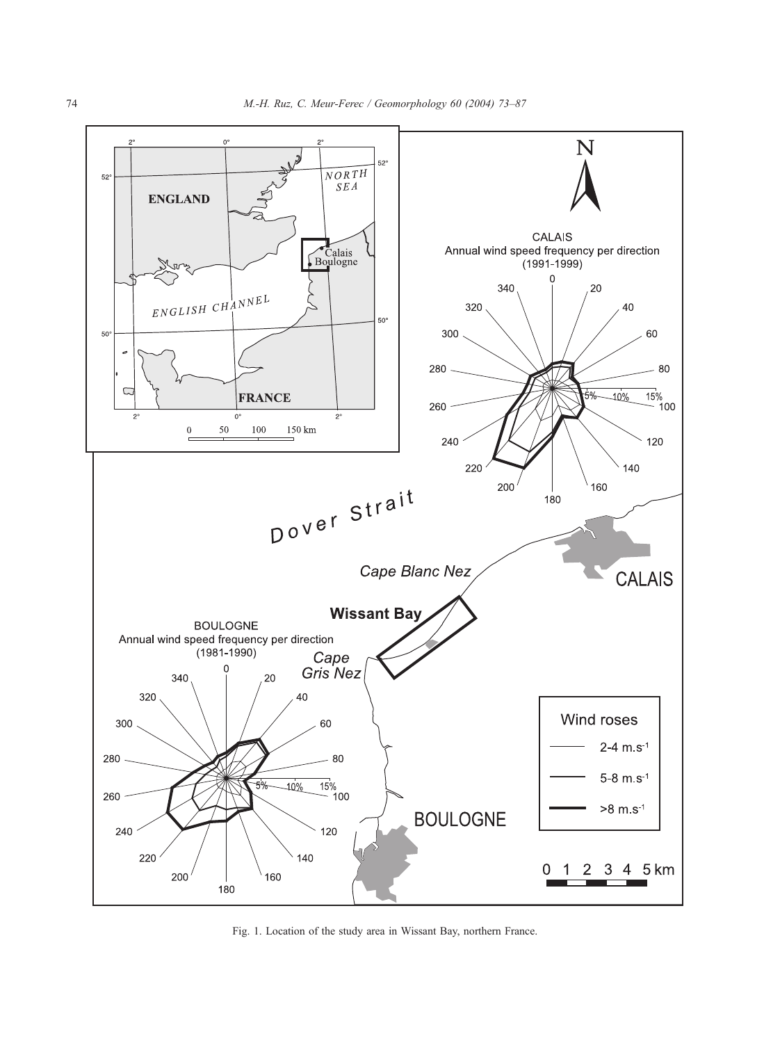Fig. 1. Location of the study area in Wissant Bay, northern France.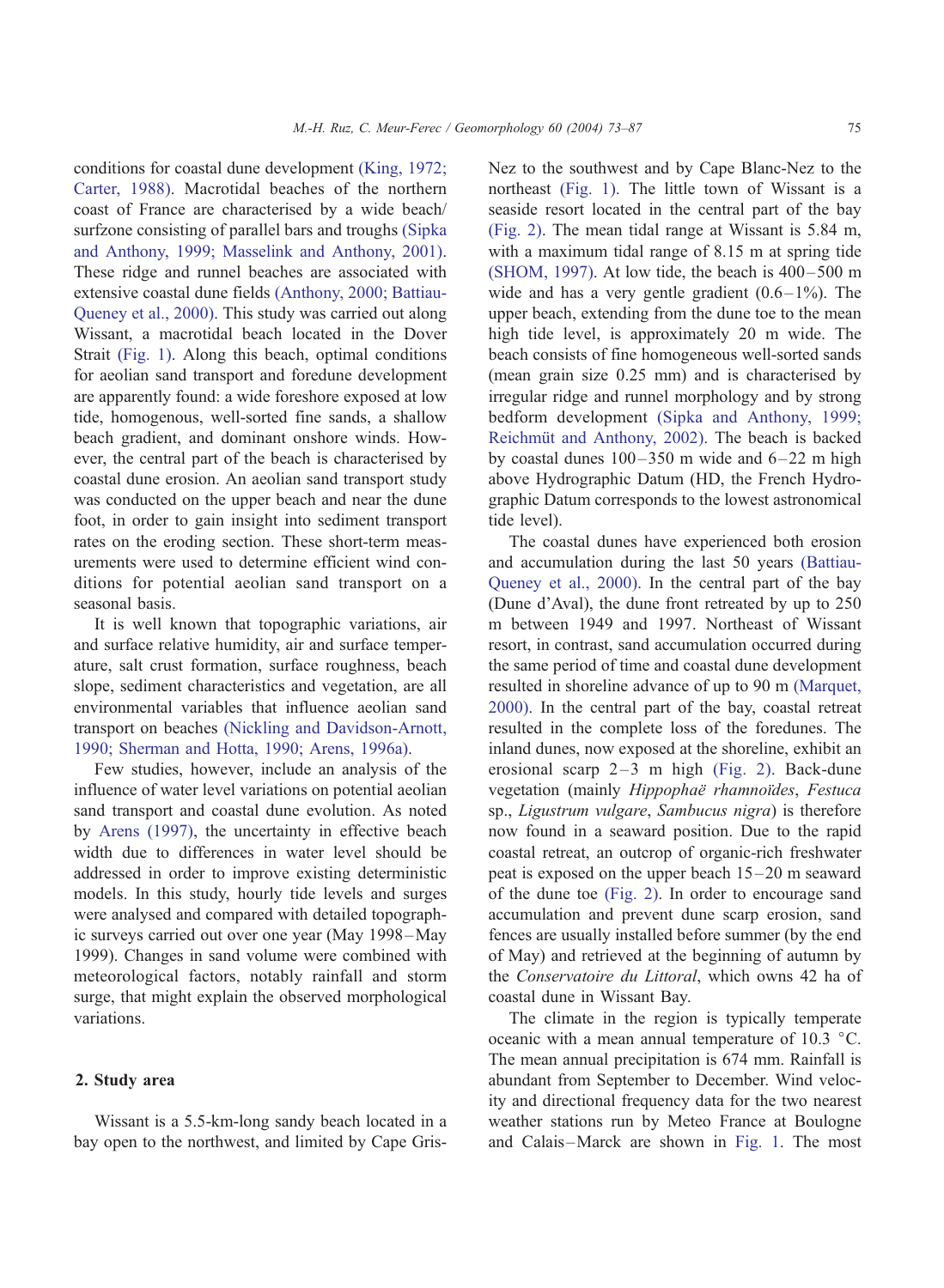conditions for coastal dune development (King, 1972; Carter, 1988). Macrotidal beaches of the northern coast of France are characterised by a wide beach/surfzone consisting of parallel bars and troughs (Sipka and Anthony, 1999; Masselink and Anthony, 2001). These ridge and runnel beaches are associated with extensive coastal dune fields (Anthony, 2000; Battiau-Queney et al., 2000). This study was carried out along Wissant, a macrotidal beach located in the Dover Strait (Fig. 1). Along this beach, optimal conditions for aeolian sand transport and foredune development are apparently found: a wide foreshore exposed at low tide, homogenous, well-sorted fine sands, a shallow beach gradient, and dominant onshore winds. However, the central part of the beach is characterised by coastal dune erosion. An aeolian sand transport study was conducted on the upper beach and near the dune foot, in order to gain insight into sediment transport rates on the eroding section. These short-term measurements were used to determine efficient wind conditions for potential aeolian sand transport on a seasonal basis.

It is well known that topographic variations, air and surface relative humidity, air and surface temperature, salt crust formation, surface roughness, beach slope, sediment characteristics and vegetation, are all environmental variables that influence aeolian sand transport on beaches (Nickling and Davidson-Arnott, 1990; Sherman and Hotta, 1990; Arens, 1996a).

Few studies, however, include an analysis of the influence of water level variations on potential aeolian sand transport and coastal dune evolution. As noted by Arens (1997), the uncertainty in effective beach width due to differences in water level should be addressed in order to improve existing deterministic models. In this study, hourly tide levels and surges were analysed and compared with detailed topographic surveys carried out over one year (May 1998–May 1999). Changes in sand volume were combined with meteorological factors, notably rainfall and storm surge, that might explain the observed morphological variations.

## 2. Study area

Wissant is a 5.5-km-long sandy beach located in a bay open to the northwest, and limited by Cape Gris-Nez to the southwest and by Cape Blanc-Nez to the northeast (Fig. 1). The little town of Wissant is a seaside resort located in the central part of the bay (Fig. 2). The mean tidal range at Wissant is 5.84 m, with a maximum tidal range of 8.15 m at spring tide (SHOM, 1997). At low tide, the beach is 400–500 m wide and has a very gentle gradient (0.6–1%). The upper beach, extending from the dune toe to the mean high tide level, is approximately 20 m wide. The beach consists of fine homogeneous well-sorted sands (mean grain size 0.25 mm) and is characterised by irregular ridge and runnel morphology and by strong bedform development (Sipka and Anthony, 1999; Reichmüt and Anthony, 2002). The beach is backed by coastal dunes 100–350 m wide and 6–22 m high above Hydrographic Datum (HD, the French Hydrographic Datum corresponds to the lowest astronomical tide level).

The coastal dunes have experienced both erosion and accumulation during the last 50 years (Battiau-Queney et al., 2000). In the central part of the bay (Dune d'Aval), the dune front retreated by up to 250 m between 1949 and 1997. Northeast of Wissant resort, in contrast, sand accumulation occurred during the same period of time and coastal dune development resulted in shoreline advance of up to 90 m (Marquet, 2000). In the central part of the bay, coastal retreat resulted in the complete loss of the foredunes. The inland dunes, now exposed at the shoreline, exhibit an erosional scarp 2–3 m high (Fig. 2). Back-dune vegetation (mainly *Hippophaë rhamnoïdes*, *Festuca* sp., *Ligustrum vulgare*, *Sambucus nigra*) is therefore now found in a seaward position. Due to the rapid coastal retreat, an outcrop of organic-rich freshwater peat is exposed on the upper beach 15–20 m seaward of the dune toe (Fig. 2). In order to encourage sand accumulation and prevent dune scarp erosion, sand fences are usually installed before summer (by the end of May) and retrieved at the beginning of autumn by the *Conservatoire du Littoral*, which owns 42 ha of coastal dune in Wissant Bay.

The climate in the region is typically temperate oceanic with a mean annual temperature of 10.3 °C. The mean annual precipitation is 674 mm. Rainfall is abundant from September to December. Wind velocity and directional frequency data for the two nearest weather stations run by Meteo France at Boulogne and Calais–Marck are shown in Fig. 1. The most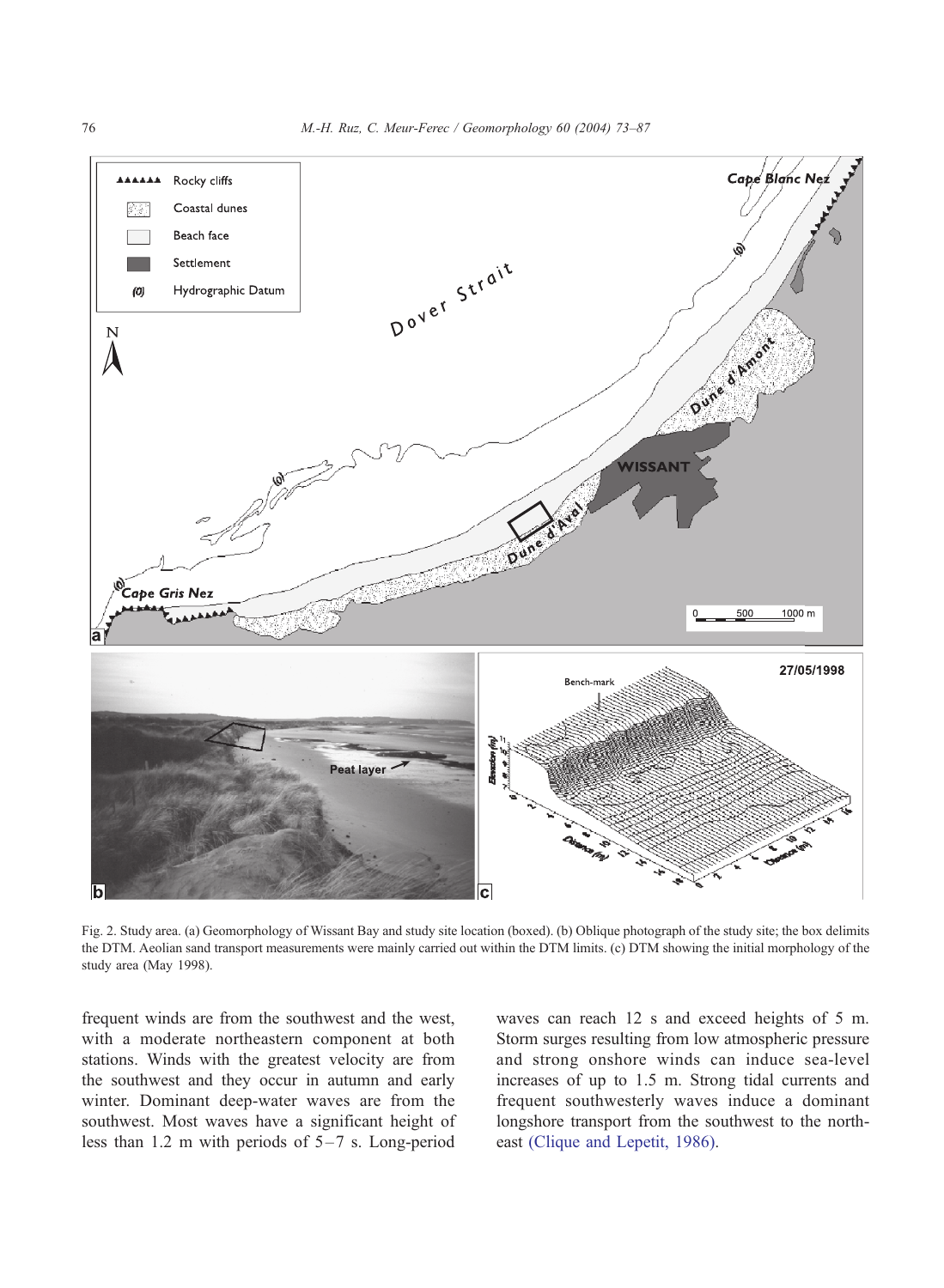Fig. 2. Study area. (a) Geomorphology of Wissant Bay and study site location (boxed). (b) Oblique photograph of the study site; the box delimits the DTM. Aeolian sand transport measurements were mainly carried out within the DTM limits. (c) DTM showing the initial morphology of the study area (May 1998).

frequent winds are from the southwest and the west, with a moderate northeastern component at both stations. Winds with the greatest velocity are from the southwest and they occur in autumn and early winter. Dominant deep-water waves are from the southwest. Most waves have a significant height of less than 1.2 m with periods of 5–7 s. Long-period waves can reach 12 s and exceed heights of 5 m. Storm surges resulting from low atmospheric pressure and strong onshore winds can induce sea-level increases of up to 1.5 m. Strong tidal currents and frequent southwesterly waves induce a dominant longshore transport from the southwest to the northeast (Clique and Lepetit, 1986).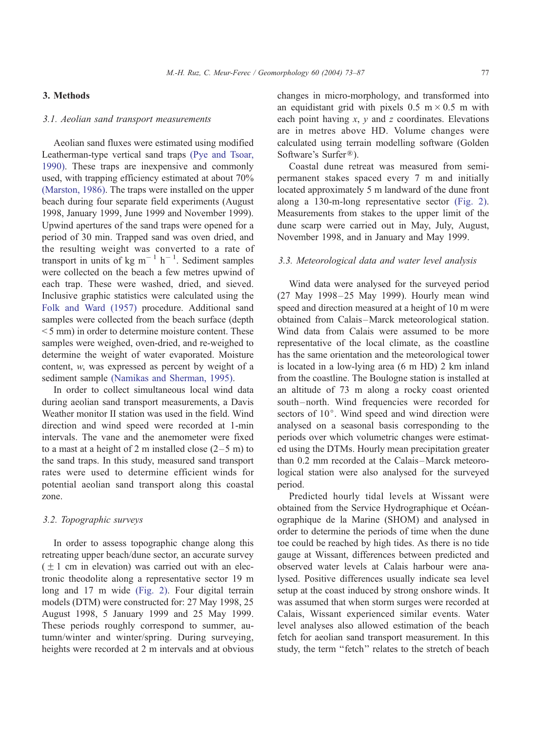## 3. Methods

### 3.1. Aeolian sand transport measurements

Aeolian sand fluxes were estimated using modified Leatherman-type vertical sand traps (Pye and Tsoar, 1990). These traps are inexpensive and commonly used, with trapping efficiency estimated at about 70% (Marston, 1986). The traps were installed on the upper beach during four separate field experiments (August 1998, January 1999, June 1999 and November 1999). Upwind apertures of the sand traps were opened for a period of 30 min. Trapped sand was oven dried, and the resulting weight was converted to a rate of transport in units of kg $m^{-1}$ $h^{-1}$. Sediment samples were collected on the beach a few metres upwind of each trap. These were washed, dried, and sieved. Inclusive graphic statistics were calculated using the Folk and Ward (1957) procedure. Additional sand samples were collected from the beach surface (depth < 5 mm) in order to determine moisture content. These samples were weighed, oven-dried, and re-weighed to determine the weight of water evaporated. Moisture content, $w$, was expressed as percent by weight of a sediment sample (Namikas and Sherman, 1995).

In order to collect simultaneous local wind data during aeolian sand transport measurements, a Davis Weather monitor II station was used in the field. Wind direction and wind speed were recorded at 1-min intervals. The vane and the anemometer were fixed to a mast at a height of 2 m installed close (2–5 m) to the sand traps. In this study, measured sand transport rates were used to determine efficient winds for potential aeolian sand transport along this coastal zone.

### 3.2. Topographic surveys

In order to assess topographic change along this retreating upper beach/dune sector, an accurate survey (± 1 cm in elevation) was carried out with an electronic theodolite along a representative sector 19 m long and 17 m wide (Fig. 2). Four digital terrain models (DTM) were constructed for: 27 May 1998, 25 August 1998, 5 January 1999 and 25 May 1999. These periods roughly correspond to summer, autumn/winter and winter/spring. During surveying, heights were recorded at 2 m intervals and at obvious changes in micro-morphology, and transformed into an equidistant grid with pixels 0.5 m × 0.5 m with each point having $x$, $y$ and $z$ coordinates. Elevations are in metres above HD. Volume changes were calculated using terrain modelling software (Golden Software's Surfer®).

Coastal dune retreat was measured from semi-permanent stakes spaced every 7 m and initially located approximately 5 m landward of the dune front along a 130-m-long representative sector (Fig. 2). Measurements from stakes to the upper limit of the dune scarp were carried out in May, July, August, November 1998, and in January and May 1999.

### 3.3. Meteorological data and water level analysis

Wind data were analysed for the surveyed period (27 May 1998–25 May 1999). Hourly mean wind speed and direction measured at a height of 10 m were obtained from Calais–Marck meteorological station. Wind data from Calais were assumed to be more representative of the local climate, as the coastline has the same orientation and the meteorological tower is located in a low-lying area (6 m HD) 2 km inland from the coastline. The Boulogne station is installed at an altitude of 73 m along a rocky coast oriented south–north. Wind frequencies were recorded for sectors of 10°. Wind speed and wind direction were analysed on a seasonal basis corresponding to the periods over which volumetric changes were estimated using the DTMs. Hourly mean precipitation greater than 0.2 mm recorded at the Calais–Marck meteorological station were also analysed for the surveyed period.

Predicted hourly tidal levels at Wissant were obtained from the Service Hydrographique et Océanographique de la Marine (SHOM) and analysed in order to determine the periods of time when the dune toe could be reached by high tides. As there is no tide gauge at Wissant, differences between predicted and observed water levels at Calais harbour were analysed. Positive differences usually indicate sea level setup at the coast induced by strong onshore winds. It was assumed that when storm surges were recorded at Calais, Wissant experienced similar events. Water level analyses also allowed estimation of the beach fetch for aeolian sand transport measurement. In this study, the term "fetch" relates to the stretch of beach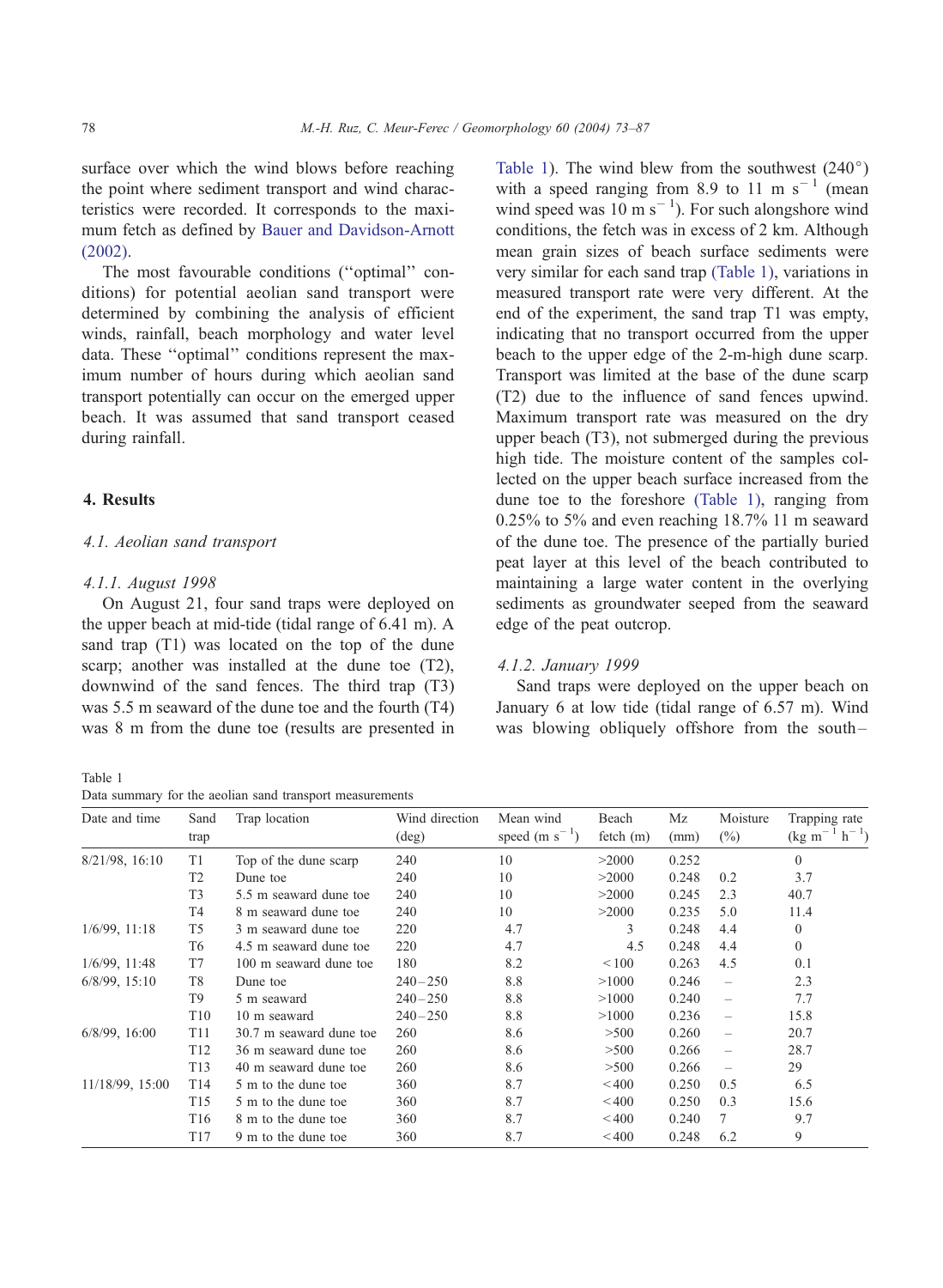surface over which the wind blows before reaching the point where sediment transport and wind characteristics were recorded. It corresponds to the maximum fetch as defined by Bauer and Davidson-Arnott (2002).

The most favourable conditions (''optimal'' conditions) for potential aeolian sand transport were determined by combining the analysis of efficient winds, rainfall, beach morphology and water level data. These ''optimal'' conditions represent the maximum number of hours during which aeolian sand transport potentially can occur on the emerged upper beach. It was assumed that sand transport ceased during rainfall.

## 4. Results

### 4.1. Aeolian sand transport

#### 4.1.1. August 1998

On August 21, four sand traps were deployed on the upper beach at mid-tide (tidal range of 6.41 m). A sand trap (T1) was located on the top of the dune scarp; another was installed at the dune toe (T2), downwind of the sand fences. The third trap (T3) was 5.5 m seaward of the dune toe and the fourth (T4) was 8 m from the dune toe (results are presented in Table 1). The wind blew from the southwest (240°) with a speed ranging from 8.9 to 11 m $s^{-1}$ (mean wind speed was 10 m $s^{-1}$). For such alongshore wind conditions, the fetch was in excess of 2 km. Although mean grain sizes of beach surface sediments were very similar for each sand trap (Table 1), variations in measured transport rate were very different. At the end of the experiment, the sand trap T1 was empty, indicating that no transport occurred from the upper beach to the upper edge of the 2-m-high dune scarp. Transport was limited at the base of the dune scarp (T2) due to the influence of sand fences upwind. Maximum transport rate was measured on the dry upper beach (T3), not submerged during the previous high tide. The moisture content of the samples collected on the upper beach surface increased from the dune toe to the foreshore (Table 1), ranging from 0.25% to 5% and even reaching 18.7% 11 m seaward of the dune toe. The presence of the partially buried peat layer at this level of the beach contributed to maintaining a large water content in the overlying sediments as groundwater seeped from the seaward edge of the peat outcrop.

#### 4.1.2. January 1999

Sand traps were deployed on the upper beach on January 6 at low tide (tidal range of 6.57 m). Wind was blowing obliquely offshore from the south–

Table 1
Data summary for the aeolian sand transport measurements

| Date and time | Sand trap | Trap location | Wind direction (deg) | Mean wind speed (m $s^{-1}$) | Beach fetch (m) | Mz (mm) | Moisture (%) | Trapping rate (kg $m^{-1}$ $h^{-1}$) |
|---|---|---|---|---|---|---|---|---|
| 8/21/98, 16:10 | T1 | Top of the dune scarp | 240 | 10 | >2000 | 0.252 | | 0 |
| | T2 | Dune toe | 240 | 10 | >2000 | 0.248 | 0.2 | 3.7 |
| | T3 | 5.5 m seaward dune toe | 240 | 10 | >2000 | 0.245 | 2.3 | 40.7 |
| | T4 | 8 m seaward dune toe | 240 | 10 | >2000 | 0.235 | 5.0 | 11.4 |
| 1/6/99, 11:18 | T5 | 3 m seaward dune toe | 220 | 4.7 | 3 | 0.248 | 4.4 | 0 |
| | T6 | 4.5 m seaward dune toe | 220 | 4.7 | 4.5 | 0.248 | 4.4 | 0 |
| 1/6/99, 11:48 | T7 | 100 m seaward dune toe | 180 | 8.2 | <100 | 0.263 | 4.5 | 0.1 |
| 6/8/99, 15:10 | T8 | Dune toe | 240–250 | 8.8 | >1000 | 0.246 | – | 2.3 |
| | T9 | 5 m seaward | 240–250 | 8.8 | >1000 | 0.240 | – | 7.7 |
| | T10 | 10 m seaward | 240–250 | 8.8 | >1000 | 0.236 | – | 15.8 |
| 6/8/99, 16:00 | T11 | 30.7 m seaward dune toe | 260 | 8.6 | >500 | 0.260 | – | 20.7 |
| | T12 | 36 m seaward dune toe | 260 | 8.6 | >500 | 0.266 | – | 28.7 |
| | T13 | 40 m seaward dune toe | 260 | 8.6 | >500 | 0.266 | – | 29 |
| 11/18/99, 15:00 | T14 | 5 m to the dune toe | 360 | 8.7 | <400 | 0.250 | 0.5 | 6.5 |
| | T15 | 5 m to the dune toe | 360 | 8.7 | <400 | 0.250 | 0.3 | 15.6 |
| | T16 | 8 m to the dune toe | 360 | 8.7 | <400 | 0.240 | 7 | 9.7 |
| | T17 | 9 m to the dune toe | 360 | 8.7 | <400 | 0.248 | 6.2 | 9 |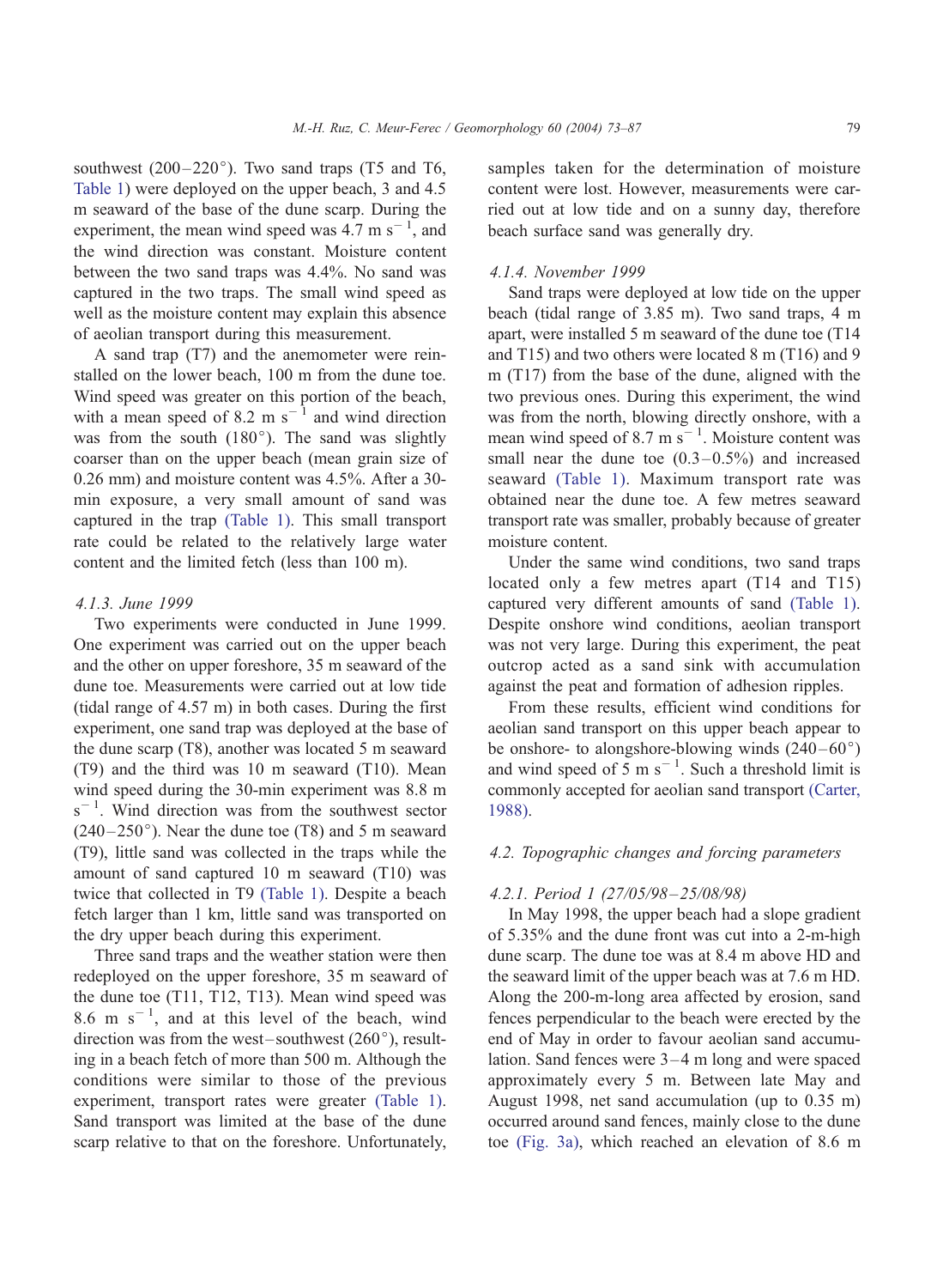southwest (200–220°). Two sand traps (T5 and T6, Table 1) were deployed on the upper beach, 3 and 4.5 m seaward of the base of the dune scarp. During the experiment, the mean wind speed was 4.7 m $s^{-1}$, and the wind direction was constant. Moisture content between the two sand traps was 4.4%. No sand was captured in the two traps. The small wind speed as well as the moisture content may explain this absence of aeolian transport during this measurement.

A sand trap (T7) and the anemometer were reinstalled on the lower beach, 100 m from the dune toe. Wind speed was greater on this portion of the beach, with a mean speed of 8.2 m $s^{-1}$ and wind direction was from the south (180°). The sand was slightly coarser than on the upper beach (mean grain size of 0.26 mm) and moisture content was 4.5%. After a 30-min exposure, a very small amount of sand was captured in the trap (Table 1). This small transport rate could be related to the relatively large water content and the limited fetch (less than 100 m).

#### 4.1.3. June 1999

Two experiments were conducted in June 1999. One experiment was carried out on the upper beach and the other on upper foreshore, 35 m seaward of the dune toe. Measurements were carried out at low tide (tidal range of 4.57 m) in both cases. During the first experiment, one sand trap was deployed at the base of the dune scarp (T8), another was located 5 m seaward (T9) and the third was 10 m seaward (T10). Mean wind speed during the 30-min experiment was 8.8 m $s^{-1}$. Wind direction was from the southwest sector (240–250°). Near the dune toe (T8) and 5 m seaward (T9), little sand was collected in the traps while the amount of sand captured 10 m seaward (T10) was twice that collected in T9 (Table 1). Despite a beach fetch larger than 1 km, little sand was transported on the dry upper beach during this experiment.

Three sand traps and the weather station were then redeployed on the upper foreshore, 35 m seaward of the dune toe (T11, T12, T13). Mean wind speed was 8.6 m $s^{-1}$, and at this level of the beach, wind direction was from the west–southwest (260°), resulting in a beach fetch of more than 500 m. Although the conditions were similar to those of the previous experiment, transport rates were greater (Table 1). Sand transport was limited at the base of the dune scarp relative to that on the foreshore. Unfortunately, samples taken for the determination of moisture content were lost. However, measurements were carried out at low tide and on a sunny day, therefore beach surface sand was generally dry.

#### 4.1.4. November 1999

Sand traps were deployed at low tide on the upper beach (tidal range of 3.85 m). Two sand traps, 4 m apart, were installed 5 m seaward of the dune toe (T14 and T15) and two others were located 8 m (T16) and 9 m (T17) from the base of the dune, aligned with the two previous ones. During this experiment, the wind was from the north, blowing directly onshore, with a mean wind speed of 8.7 m $s^{-1}$. Moisture content was small near the dune toe (0.3–0.5%) and increased seaward (Table 1). Maximum transport rate was obtained near the dune toe. A few metres seaward transport rate was smaller, probably because of greater moisture content.

Under the same wind conditions, two sand traps located only a few metres apart (T14 and T15) captured very different amounts of sand (Table 1). Despite onshore wind conditions, aeolian transport was not very large. During this experiment, the peat outcrop acted as a sand sink with accumulation against the peat and formation of adhesion ripples.

From these results, efficient wind conditions for aeolian sand transport on this upper beach appear to be onshore- to alongshore-blowing winds (240–60°) and wind speed of 5 m $s^{-1}$. Such a threshold limit is commonly accepted for aeolian sand transport (Carter, 1988).

### 4.2. Topographic changes and forcing parameters

#### 4.2.1. Period 1 (27/05/98–25/08/98)

In May 1998, the upper beach had a slope gradient of 5.35% and the dune front was cut into a 2-m-high dune scarp. The dune toe was at 8.4 m above HD and the seaward limit of the upper beach was at 7.6 m HD. Along the 200-m-long area affected by erosion, sand fences perpendicular to the beach were erected by the end of May in order to favour aeolian sand accumulation. Sand fences were 3–4 m long and were spaced approximately every 5 m. Between late May and August 1998, net sand accumulation (up to 0.35 m) occurred around sand fences, mainly close to the dune toe (Fig. 3a), which reached an elevation of 8.6 m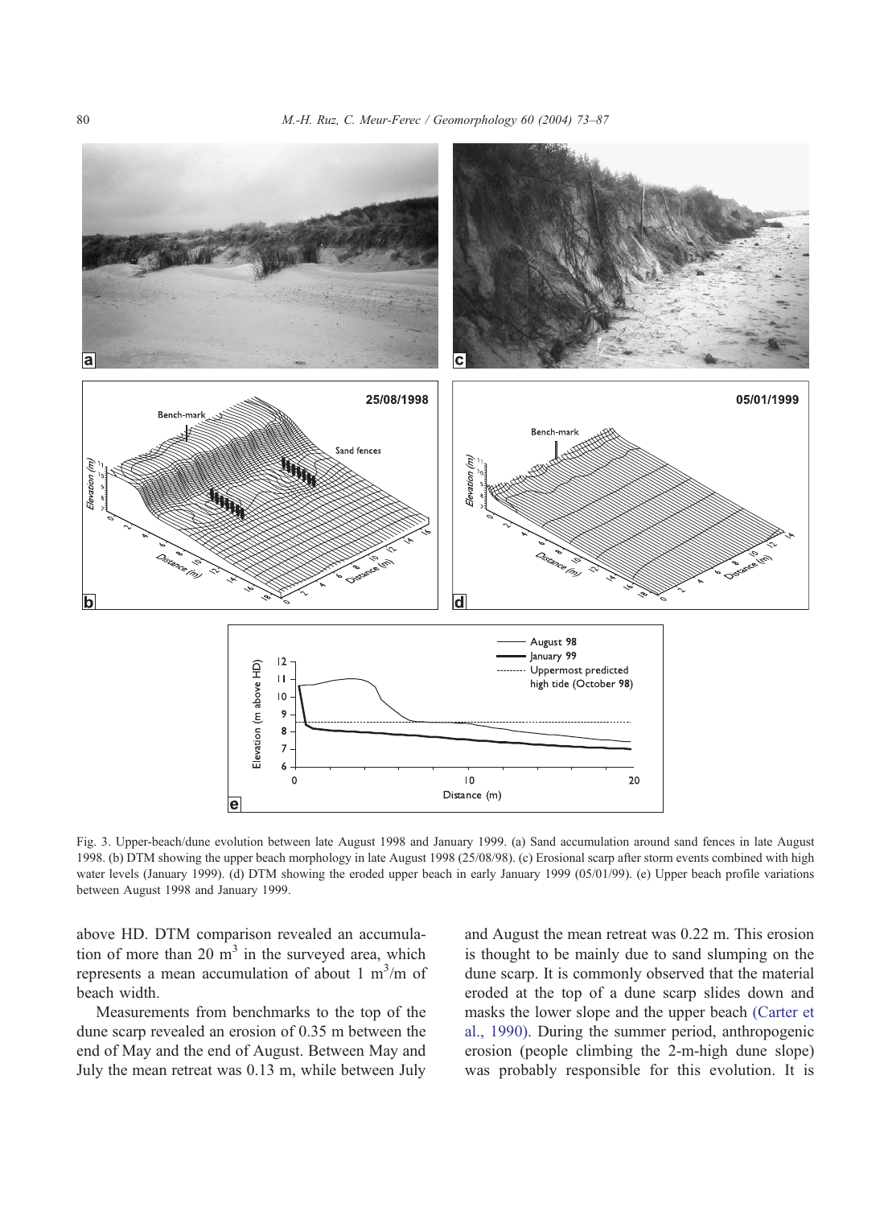Fig. 3. Upper-beach/dune evolution between late August 1998 and January 1999. (a) Sand accumulation around sand fences in late August 1998. (b) DTM showing the upper beach morphology in late August 1998 (25/08/98). (c) Erosional scarp after storm events combined with high water levels (January 1999). (d) DTM showing the eroded upper beach in early January 1999 (05/01/99). (e) Upper beach profile variations between August 1998 and January 1999.

above HD. DTM comparison revealed an accumulation of more than 20 $m^3$ in the surveyed area, which represents a mean accumulation of about 1 $m^3$/m of beach width.

Measurements from benchmarks to the top of the dune scarp revealed an erosion of 0.35 m between the end of May and the end of August. Between May and July the mean retreat was 0.13 m, while between July and August the mean retreat was 0.22 m. This erosion is thought to be mainly due to sand slumping on the dune scarp. It is commonly observed that the material eroded at the top of a dune scarp slides down and masks the lower slope and the upper beach (Carter et al., 1990). During the summer period, anthropogenic erosion (people climbing the 2-m-high dune slope) was probably responsible for this evolution. It is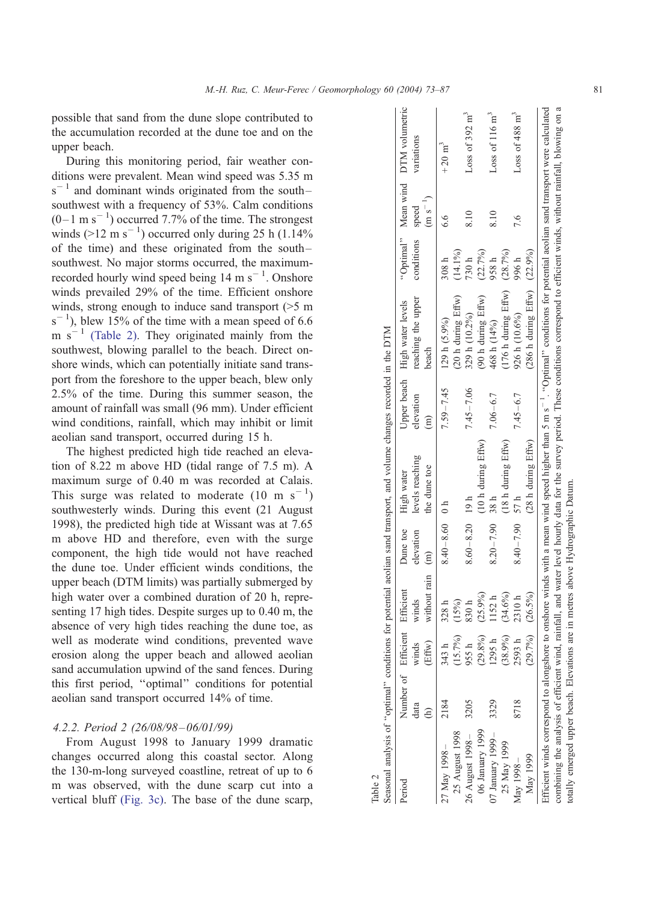possible that sand from the dune slope contributed to the accumulation recorded at the dune toe and on the upper beach.

During this monitoring period, fair weather conditions were prevalent. Mean wind speed was 5.35 m $s^{-1}$ and dominant winds originated from the south–southwest with a frequency of 53%. Calm conditions (0–1 m $s^{-1}$) occurred 7.7% of the time. The strongest winds (>12 m $s^{-1}$) occurred only during 25 h (1.14% of the time) and these originated from the south–southwest. No major storms occurred, the maximum-recorded hourly wind speed being 14 m $s^{-1}$. Onshore winds prevailed 29% of the time. Efficient onshore winds, strong enough to induce sand transport (>5 m $s^{-1}$), blew 15% of the time with a mean speed of 6.6 m $s^{-1}$ (Table 2). They originated mainly from the southwest, blowing parallel to the beach. Direct onshore winds, which can potentially initiate sand transport from the foreshore to the upper beach, blew only 2.5% of the time. During this summer season, the amount of rainfall was small (96 mm). Under efficient wind conditions, rainfall, which may inhibit or limit aeolian sand transport, occurred during 15 h.

The highest predicted high tide reached an elevation of 8.22 m above HD (tidal range of 7.5 m). A maximum surge of 0.40 m was recorded at Calais. This surge was related to moderate (10 m $s^{-1}$) southwesterly winds. During this event (21 August 1998), the predicted high tide at Wissant was at 7.65 m above HD and therefore, even with the surge component, the high tide would not have reached the dune toe. Under efficient winds conditions, the upper beach (DTM limits) was partially submerged by high water over a combined duration of 20 h, representing 17 high tides. Despite surges up to 0.40 m, the absence of very high tides reaching the dune toe, as well as moderate wind conditions, prevented wave erosion along the upper beach and allowed aeolian sand accumulation upwind of the sand fences. During this first period, ''optimal'' conditions for potential aeolian sand transport occurred 14% of time.

#### 4.2.2. Period 2 (26/08/98–06/01/99)

From August 1998 to January 1999 dramatic changes occurred along this coastal sector. Along the 130-m-long surveyed coastline, retreat of up to 6 m was observed, with the dune scarp cut into a vertical bluff (Fig. 3c). The base of the dune scarp,

Table 2
Seasonal analysis of ''optimal'' conditions for potential aeolian sand transport, and volume changes recorded in the DTM

| Period | Number of data (h) | Efficient winds (Effw) | Efficient winds without rain | Dune toe elevation (m) | High water levels reaching the dune toe | Upper beach elevation (m) | High water levels reaching the upper beach | ''Optimal'' conditions | Mean wind speed (m $s^{-1}$) | DTM volumetric variations |
|---|---|---|---|---|---|---|---|---|---|---|
| 27 May 1998–25 August 1998 | 2184 | 343 h (15.7%) | 328 h (15%) | 8.40–8.60 | 0 h | 7.59–7.45 | 129 h (5.9%) (20 h during Effw) | 308 h (14.1%) | 6.6 | +20 $m^3$ |
| 26 August 1998–06 January 1999 | 3205 | 955 h (29.8%) | 830 h (25.9%) | 8.60–8.20 | 19 h (10 h during Effw) | 7.45–7.06 | 329 h (10.2%) (90 h during Effw) | 730 h (22.7%) | 8.10 | Loss of 392 $m^3$ |
| 07 January 1999–25 May 1999 | 3329 | 1295 h (38.9%) | 1152 h (34.6%) | 8.20–7.90 | 38 h (18 h during Effw) | 7.06–6.7 | 468 h (14%) (176 h during Effw) | 958 h (28.7%) | 8.10 | Loss of 116 $m^3$ |
| May 1998–May 1999 | 8718 | 2593 h (29.7%) | 2310 h (26.5%) | 8.40–7.90 | 57 h (28 h during Effw) | 7.45–6.7 | 926 h (10.6%) (286 h during Effw) | 996 h (22.9%) | 7.6 | Loss of 488 $m^3$ |

Efficient winds correspond to alongshore to onshore winds with a mean wind speed higher than 5 m $s^{-1}$. ''Optimal'' conditions for potential aeolian sand transport were calculated combining the analysis of efficient wind, rainfall, and water level hourly data for the survey period. These conditions correspond to efficient winds, without rainfall, blowing on a totally emerged upper beach. Elevations are in metres above Hydrographic Datum.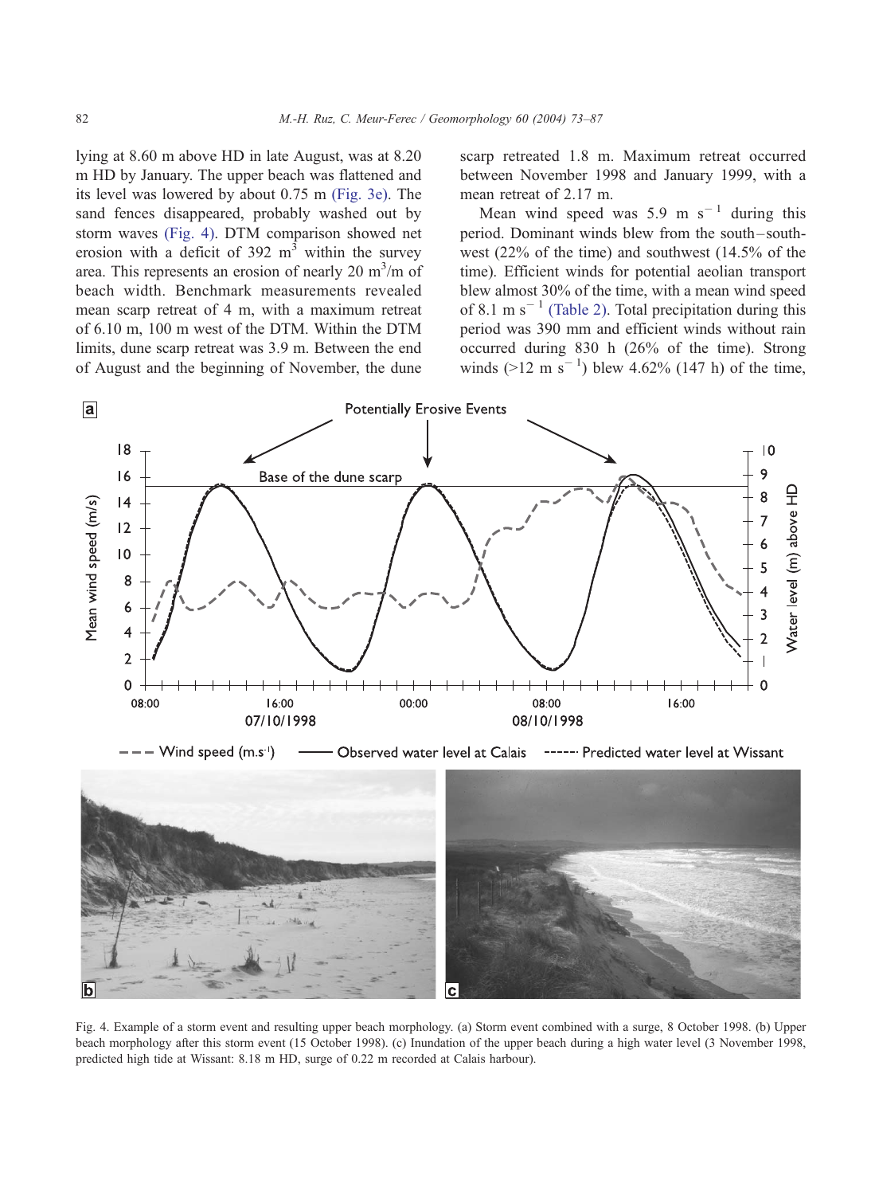lying at 8.60 m above HD in late August, was at 8.20 m HD by January. The upper beach was flattened and its level was lowered by about 0.75 m (Fig. 3e). The sand fences disappeared, probably washed out by storm waves (Fig. 4). DTM comparison showed net erosion with a deficit of 392 $m^3$ within the survey area. This represents an erosion of nearly 20 $m^3$/m of beach width. Benchmark measurements revealed mean scarp retreat of 4 m, with a maximum retreat of 6.10 m, 100 m west of the DTM. Within the DTM limits, dune scarp retreat was 3.9 m. Between the end of August and the beginning of November, the dune scarp retreated 1.8 m. Maximum retreat occurred between November 1998 and January 1999, with a mean retreat of 2.17 m.

Mean wind speed was 5.9 m $s^{-1}$ during this period. Dominant winds blew from the south–southwest (22% of the time) and southwest (14.5% of the time). Efficient winds for potential aeolian transport blew almost 30% of the time, with a mean wind speed of 8.1 m $s^{-1}$ (Table 2). Total precipitation during this period was 390 mm and efficient winds without rain occurred during 830 h (26% of the time). Strong winds (>12 m $s^{-1}$) blew 4.62% (147 h) of the time,

Fig. 4. Example of a storm event and resulting upper beach morphology. (a) Storm event combined with a surge, 8 October 1998. (b) Upper beach morphology after this storm event (15 October 1998). (c) Inundation of the upper beach during a high water level (3 November 1998, predicted high tide at Wissant: 8.18 m HD, surge of 0.22 m recorded at Calais harbour).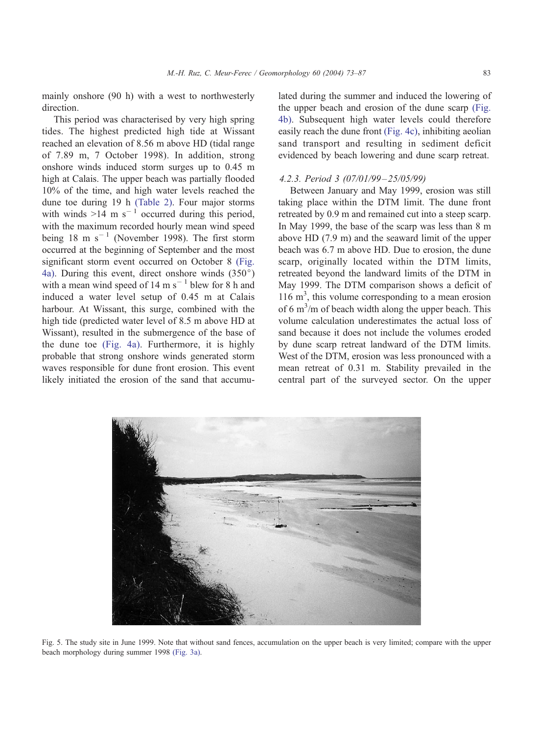mainly onshore (90 h) with a west to northwesterly direction.

This period was characterised by very high spring tides. The highest predicted high tide at Wissant reached an elevation of 8.56 m above HD (tidal range of 7.89 m, 7 October 1998). In addition, strong onshore winds induced storm surges up to 0.45 m high at Calais. The upper beach was partially flooded 10% of the time, and high water levels reached the dune toe during 19 h (Table 2). Four major storms with winds >14 m $s^{-1}$ occurred during this period, with the maximum recorded hourly mean wind speed being 18 m $s^{-1}$ (November 1998). The first storm occurred at the beginning of September and the most significant storm event occurred on October 8 (Fig. 4a). During this event, direct onshore winds (350°) with a mean wind speed of 14 m $s^{-1}$ blew for 8 h and induced a water level setup of 0.45 m at Calais harbour. At Wissant, this surge, combined with the high tide (predicted water level of 8.5 m above HD at Wissant), resulted in the submergence of the base of the dune toe (Fig. 4a). Furthermore, it is highly probable that strong onshore winds generated storm waves responsible for dune front erosion. This event likely initiated the erosion of the sand that accumulated during the summer and induced the lowering of the upper beach and erosion of the dune scarp (Fig. 4b). Subsequent high water levels could therefore easily reach the dune front (Fig. 4c), inhibiting aeolian sand transport and resulting in sediment deficit evidenced by beach lowering and dune scarp retreat.

#### *4.2.3. Period 3 (07/01/99–25/05/99)*

Between January and May 1999, erosion was still taking place within the DTM limit. The dune front retreated by 0.9 m and remained cut into a steep scarp. In May 1999, the base of the scarp was less than 8 m above HD (7.9 m) and the seaward limit of the upper beach was 6.7 m above HD. Due to erosion, the dune scarp, originally located within the DTM limits, retreated beyond the landward limits of the DTM in May 1999. The DTM comparison shows a deficit of 116 $m^3$, this volume corresponding to a mean erosion of 6 $m^3$/m of beach width along the upper beach. This volume calculation underestimates the actual loss of sand because it does not include the volumes eroded by dune scarp retreat landward of the DTM limits. West of the DTM, erosion was less pronounced with a mean retreat of 0.31 m. Stability prevailed in the central part of the surveyed sector. On the upper

Fig. 5. The study site in June 1999. Note that without sand fences, accumulation on the upper beach is very limited; compare with the upper beach morphology during summer 1998 (Fig. 3a).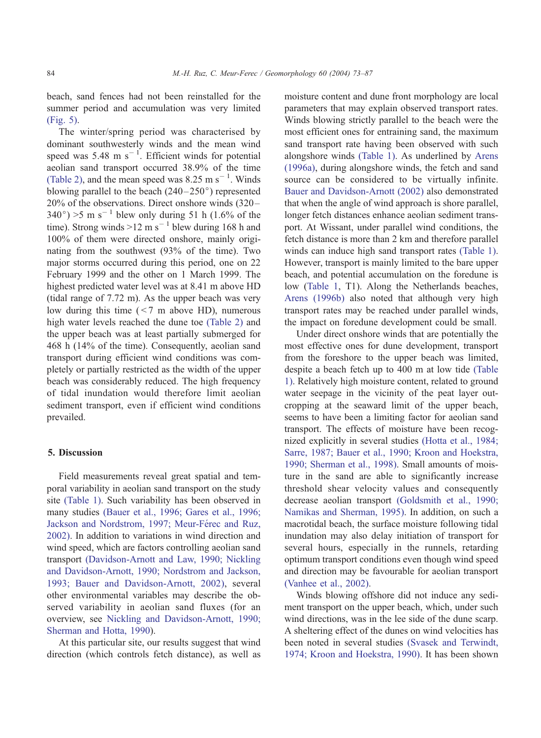beach, sand fences had not been reinstalled for the summer period and accumulation was very limited (Fig. 5).

The winter/spring period was characterised by dominant southwesterly winds and the mean wind speed was 5.48 m $s^{-1}$. Efficient winds for potential aeolian sand transport occurred 38.9% of the time (Table 2), and the mean speed was 8.25 m $s^{-1}$. Winds blowing parallel to the beach (240–250°) represented 20% of the observations. Direct onshore winds (320–340°) >5 m $s^{-1}$ blew only during 51 h (1.6% of the time). Strong winds >12 m $s^{-1}$ blew during 168 h and 100% of them were directed onshore, mainly originating from the southwest (93% of the time). Two major storms occurred during this period, one on 22 February 1999 and the other on 1 March 1999. The highest predicted water level was at 8.41 m above HD (tidal range of 7.72 m). As the upper beach was very low during this time (<7 m above HD), numerous high water levels reached the dune toe (Table 2) and the upper beach was at least partially submerged for 468 h (14% of the time). Consequently, aeolian sand transport during efficient wind conditions was completely or partially restricted as the width of the upper beach was considerably reduced. The high frequency of tidal inundation would therefore limit aeolian sediment transport, even if efficient wind conditions prevailed.

## 5. Discussion

Field measurements reveal great spatial and temporal variability in aeolian sand transport on the study site (Table 1). Such variability has been observed in many studies (Bauer et al., 1996; Gares et al., 1996; Jackson and Nordstrom, 1997; Meur-Férec and Ruz, 2002). In addition to variations in wind direction and wind speed, which are factors controlling aeolian sand transport (Davidson-Arnott and Law, 1990; Nickling and Davidson-Arnott, 1990; Nordstrom and Jackson, 1993; Bauer and Davidson-Arnott, 2002), several other environmental variables may describe the observed variability in aeolian sand fluxes (for an overview, see Nickling and Davidson-Arnott, 1990; Sherman and Hotta, 1990).

At this particular site, our results suggest that wind direction (which controls fetch distance), as well as moisture content and dune front morphology are local parameters that may explain observed transport rates. Winds blowing strictly parallel to the beach were the most efficient ones for entraining sand, the maximum sand transport rate having been observed with such alongshore winds (Table 1). As underlined by Arens (1996a), during alongshore winds, the fetch and sand source can be considered to be virtually infinite. Bauer and Davidson-Arnott (2002) also demonstrated that when the angle of wind approach is shore parallel, longer fetch distances enhance aeolian sediment transport. At Wissant, under parallel wind conditions, the fetch distance is more than 2 km and therefore parallel winds can induce high sand transport rates (Table 1). However, transport is mainly limited to the bare upper beach, and potential accumulation on the foredune is low (Table 1, T1). Along the Netherlands beaches, Arens (1996b) also noted that although very high transport rates may be reached under parallel winds, the impact on foredune development could be small.

Under direct onshore winds that are potentially the most effective ones for dune development, transport from the foreshore to the upper beach was limited, despite a beach fetch up to 400 m at low tide (Table 1). Relatively high moisture content, related to ground water seepage in the vicinity of the peat layer outcropping at the seaward limit of the upper beach, seems to have been a limiting factor for aeolian sand transport. The effects of moisture have been recognized explicitly in several studies (Hotta et al., 1984; Sarre, 1987; Bauer et al., 1990; Kroon and Hoekstra, 1990; Sherman et al., 1998). Small amounts of moisture in the sand are able to significantly increase threshold shear velocity values and consequently decrease aeolian transport (Goldsmith et al., 1990; Namikas and Sherman, 1995). In addition, on such a macrotidal beach, the surface moisture following tidal inundation may also delay initiation of transport for several hours, especially in the runnels, retarding optimum transport conditions even though wind speed and direction may be favourable for aeolian transport (Vanhee et al., 2002).

Winds blowing offshore did not induce any sediment transport on the upper beach, which, under such wind directions, was in the lee side of the dune scarp. A sheltering effect of the dunes on wind velocities has been noted in several studies (Svasek and Terwindt, 1974; Kroon and Hoekstra, 1990). It has been shown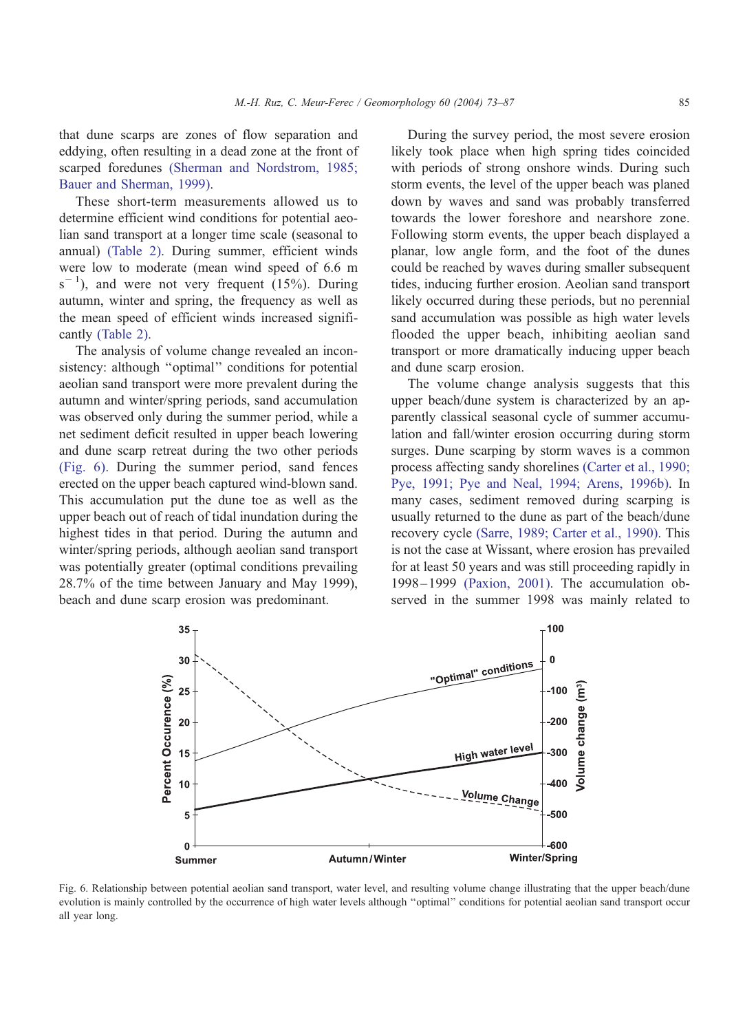that dune scarps are zones of flow separation and eddying, often resulting in a dead zone at the front of scarped foredunes (Sherman and Nordstrom, 1985; Bauer and Sherman, 1999).

These short-term measurements allowed us to determine efficient wind conditions for potential aeolian sand transport at a longer time scale (seasonal to annual) (Table 2). During summer, efficient winds were low to moderate (mean wind speed of 6.6 m $s^{-1}$), and were not very frequent (15%). During autumn, winter and spring, the frequency as well as the mean speed of efficient winds increased significantly (Table 2).

The analysis of volume change revealed an inconsistency: although "optimal" conditions for potential aeolian sand transport were more prevalent during the autumn and winter/spring periods, sand accumulation was observed only during the summer period, while a net sediment deficit resulted in upper beach lowering and dune scarp retreat during the two other periods (Fig. 6). During the summer period, sand fences erected on the upper beach captured wind-blown sand. This accumulation put the dune toe as well as the upper beach out of reach of tidal inundation during the highest tides in that period. During the autumn and winter/spring periods, although aeolian sand transport was potentially greater (optimal conditions prevailing 28.7% of the time between January and May 1999), beach and dune scarp erosion was predominant.

During the survey period, the most severe erosion likely took place when high spring tides coincided with periods of strong onshore winds. During such storm events, the level of the upper beach was planed down by waves and sand was probably transferred towards the lower foreshore and nearshore zone. Following storm events, the upper beach displayed a planar, low angle form, and the foot of the dunes could be reached by waves during smaller subsequent tides, inducing further erosion. Aeolian sand transport likely occurred during these periods, but no perennial sand accumulation was possible as high water levels flooded the upper beach, inhibiting aeolian sand transport or more dramatically inducing upper beach and dune scarp erosion.

The volume change analysis suggests that this upper beach/dune system is characterized by an apparently classical seasonal cycle of summer accumulation and fall/winter erosion occurring during storm surges. Dune scarping by storm waves is a common process affecting sandy shorelines (Carter et al., 1990; Pye, 1991; Pye and Neal, 1994; Arens, 1996b). In many cases, sediment removed during scarping is usually returned to the dune as part of the beach/dune recovery cycle (Sarre, 1989; Carter et al., 1990). This is not the case at Wissant, where erosion has prevailed for at least 50 years and was still proceeding rapidly in 1998–1999 (Paxion, 2001). The accumulation observed in the summer 1998 was mainly related to

Fig. 6. Relationship between potential aeolian sand transport, water level, and resulting volume change illustrating that the upper beach/dune evolution is mainly controlled by the occurrence of high water levels although "optimal" conditions for potential aeolian sand transport occur all year long.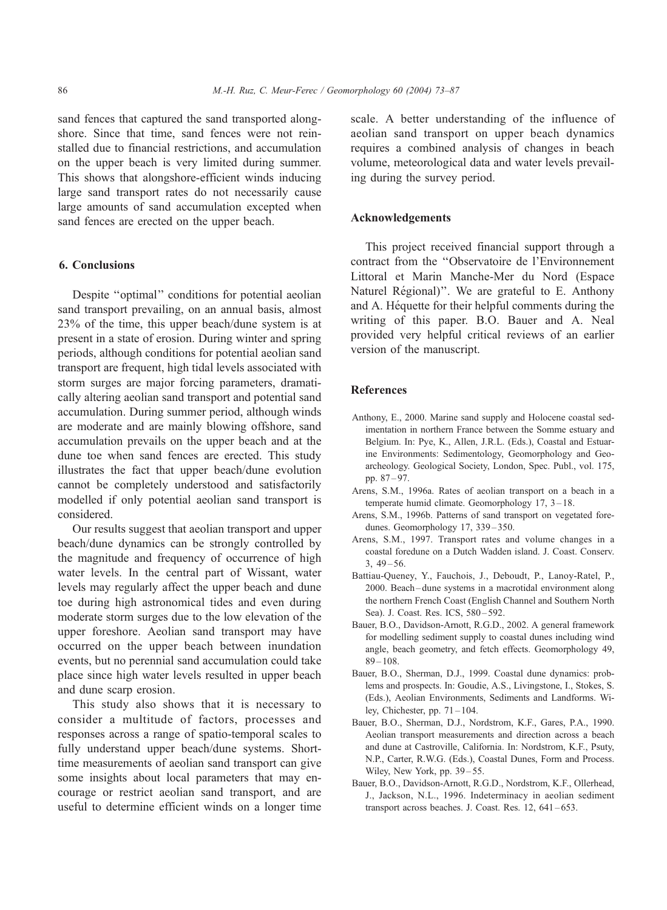sand fences that captured the sand transported alongshore. Since that time, sand fences were not reinstalled due to financial restrictions, and accumulation on the upper beach is very limited during summer. This shows that alongshore-efficient winds inducing large sand transport rates do not necessarily cause large amounts of sand accumulation excepted when sand fences are erected on the upper beach.

## 6. Conclusions

Despite ''optimal'' conditions for potential aeolian sand transport prevailing, on an annual basis, almost 23% of the time, this upper beach/dune system is at present in a state of erosion. During winter and spring periods, although conditions for potential aeolian sand transport are frequent, high tidal levels associated with storm surges are major forcing parameters, dramatically altering aeolian sand transport and potential sand accumulation. During summer period, although winds are moderate and are mainly blowing offshore, sand accumulation prevails on the upper beach and at the dune toe when sand fences are erected. This study illustrates the fact that upper beach/dune evolution cannot be completely understood and satisfactorily modelled if only potential aeolian sand transport is considered.

Our results suggest that aeolian transport and upper beach/dune dynamics can be strongly controlled by the magnitude and frequency of occurrence of high water levels. In the central part of Wissant, water levels may regularly affect the upper beach and dune toe during high astronomical tides and even during moderate storm surges due to the low elevation of the upper foreshore. Aeolian sand transport may have occurred on the upper beach between inundation events, but no perennial sand accumulation could take place since high water levels resulted in upper beach and dune scarp erosion.

This study also shows that it is necessary to consider a multitude of factors, processes and responses across a range of spatio-temporal scales to fully understand upper beach/dune systems. Short-time measurements of aeolian sand transport can give some insights about local parameters that may encourage or restrict aeolian sand transport, and are useful to determine efficient winds on a longer time scale. A better understanding of the influence of aeolian sand transport on upper beach dynamics requires a combined analysis of changes in beach volume, meteorological data and water levels prevailing during the survey period.

## Acknowledgements

This project received financial support through a contract from the ''Observatoire de l'Environnement Littoral et Marin Manche-Mer du Nord (Espace Naturel Régional)''. We are grateful to E. Anthony and A. Héquette for their helpful comments during the writing of this paper. B.O. Bauer and A. Neal provided very helpful critical reviews of an earlier version of the manuscript.

## References

Anthony, E., 2000. Marine sand supply and Holocene coastal sedimentation in northern France between the Somme estuary and Belgium. In: Pye, K., Allen, J.R.L. (Eds.), Coastal and Estuarine Environments: Sedimentology, Geomorphology and Geoarcheology. Geological Society, London, Spec. Publ., vol. 175, pp. 87–97.

Arens, S.M., 1996a. Rates of aeolian transport on a beach in a temperate humid climate. Geomorphology 17, 3–18.

Arens, S.M., 1996b. Patterns of sand transport on vegetated foredunes. Geomorphology 17, 339–350.

Arens, S.M., 1997. Transport rates and volume changes in a coastal foredune on a Dutch Wadden island. J. Coast. Conserv. 3, 49–56.

Battiau-Queney, Y., Fauchois, J., Deboudt, P., Lanoy-Ratel, P., 2000. Beach–dune systems in a macrotidal environment along the northern French Coast (English Channel and Southern North Sea). J. Coast. Res. ICS, 580–592.

Bauer, B.O., Davidson-Arnott, R.G.D., 2002. A general framework for modelling sediment supply to coastal dunes including wind angle, beach geometry, and fetch effects. Geomorphology 49, 89–108.

Bauer, B.O., Sherman, D.J., 1999. Coastal dune dynamics: problems and prospects. In: Goudie, A.S., Livingstone, I., Stokes, S. (Eds.), Aeolian Environments, Sediments and Landforms. Wiley, Chichester, pp. 71–104.

Bauer, B.O., Sherman, D.J., Nordstrom, K.F., Gares, P.A., 1990. Aeolian transport measurements and direction across a beach and dune at Castroville, California. In: Nordstrom, K.F., Psuty, N.P., Carter, R.W.G. (Eds.), Coastal Dunes, Form and Process. Wiley, New York, pp. 39–55.

Bauer, B.O., Davidson-Arnott, R.G.D., Nordstrom, K.F., Ollerhead, J., Jackson, N.L., 1996. Indeterminacy in aeolian sediment transport across beaches. J. Coast. Res. 12, 641–653.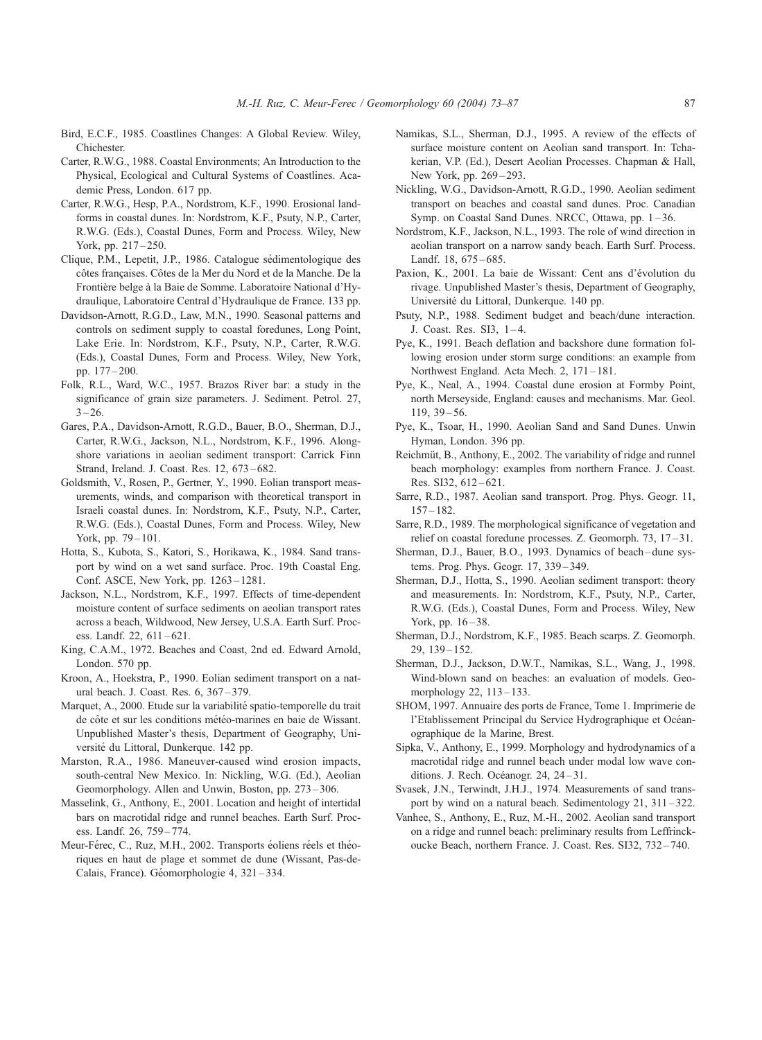Bird, E.C.F., 1985. Coastlines Changes: A Global Review. Wiley, Chichester.

Carter, R.W.G., 1988. Coastal Environments; An Introduction to the Physical, Ecological and Cultural Systems of Coastlines. Academic Press, London. 617 pp.

Carter, R.W.G., Hesp, P.A., Nordstrom, K.F., 1990. Erosional landforms in coastal dunes. In: Nordstrom, K.F., Psuty, N.P., Carter, R.W.G. (Eds.), Coastal Dunes, Form and Process. Wiley, New York, pp. 217–250.

Clique, P.M., Lepetit, J.P., 1986. Catalogue sédimentologique des côtes françaises. Côtes de la Mer du Nord et de la Manche. De la Frontière belge à la Baie de Somme. Laboratoire National d'Hydraulique, Laboratoire Central d'Hydraulique de France. 133 pp.

Davidson-Arnott, R.G.D., Law, M.N., 1990. Seasonal patterns and controls on sediment supply to coastal foredunes, Long Point, Lake Erie. In: Nordstrom, K.F., Psuty, N.P., Carter, R.W.G. (Eds.), Coastal Dunes, Form and Process. Wiley, New York, pp. 177–200.

Folk, R.L., Ward, W.C., 1957. Brazos River bar: a study in the significance of grain size parameters. J. Sediment. Petrol. 27, 3–26.

Gares, P.A., Davidson-Arnott, R.G.D., Bauer, B.O., Sherman, D.J., Carter, R.W.G., Jackson, N.L., Nordstrom, K.F., 1996. Alongshore variations in aeolian sediment transport: Carrick Finn Strand, Ireland. J. Coast. Res. 12, 673–682.

Goldsmith, V., Rosen, P., Gertner, Y., 1990. Eolian transport measurements, winds, and comparison with theoretical transport in Israeli coastal dunes. In: Nordstrom, K.F., Psuty, N.P., Carter, R.W.G. (Eds.), Coastal Dunes, Form and Process. Wiley, New York, pp. 79–101.

Hotta, S., Kubota, S., Katori, S., Horikawa, K., 1984. Sand transport by wind on a wet sand surface. Proc. 19th Coastal Eng. Conf. ASCE, New York, pp. 1263–1281.

Jackson, N.L., Nordstrom, K.F., 1997. Effects of time-dependent moisture content of surface sediments on aeolian transport rates across a beach, Wildwood, New Jersey, U.S.A. Earth Surf. Process. Landf. 22, 611–621.

King, C.A.M., 1972. Beaches and Coast, 2nd ed. Edward Arnold, London. 570 pp.

Kroon, A., Hoekstra, P., 1990. Eolian sediment transport on a natural beach. J. Coast. Res. 6, 367–379.

Marquet, A., 2000. Etude sur la variabilité spatio-temporelle du trait de côte et sur les conditions météo-marines en baie de Wissant. Unpublished Master's thesis, Department of Geography, Université du Littoral, Dunkerque. 142 pp.

Marston, R.A., 1986. Maneuver-caused wind erosion impacts, south-central New Mexico. In: Nickling, W.G. (Ed.), Aeolian Geomorphology. Allen and Unwin, Boston, pp. 273–306.

Masselink, G., Anthony, E., 2001. Location and height of intertidal bars on macrotidal ridge and runnel beaches. Earth Surf. Process. Landf. 26, 759–774.

Meur-Férec, C., Ruz, M.H., 2002. Transports éoliens réels et théoriques en haut de plage et sommet de dune (Wissant, Pas-de-Calais, France). Géomorphologie 4, 321–334.

Namikas, S.L., Sherman, D.J., 1995. A review of the effects of surface moisture content on Aeolian sand transport. In: Tchakerian, V.P. (Ed.), Desert Aeolian Processes. Chapman & Hall, New York, pp. 269–293.

Nickling, W.G., Davidson-Arnott, R.G.D., 1990. Aeolian sediment transport on beaches and coastal sand dunes. Proc. Canadian Symp. on Coastal Sand Dunes. NRCC, Ottawa, pp. 1–36.

Nordstrom, K.F., Jackson, N.L., 1993. The role of wind direction in aeolian transport on a narrow sandy beach. Earth Surf. Process. Landf. 18, 675–685.

Paxion, K., 2001. La baie de Wissant: Cent ans d'évolution du rivage. Unpublished Master's thesis, Department of Geography, Université du Littoral, Dunkerque. 140 pp.

Psuty, N.P., 1988. Sediment budget and beach/dune interaction. J. Coast. Res. SI3, 1–4.

Pye, K., 1991. Beach deflation and backshore dune formation following erosion under storm surge conditions: an example from Northwest England. Acta Mech. 2, 171–181.

Pye, K., Neal, A., 1994. Coastal dune erosion at Formby Point, north Merseyside, England: causes and mechanisms. Mar. Geol. 119, 39–56.

Pye, K., Tsoar, H., 1990. Aeolian Sand and Sand Dunes. Unwin Hyman, London. 396 pp.

Reichmüt, B., Anthony, E., 2002. The variability of ridge and runnel beach morphology: examples from northern France. J. Coast. Res. SI32, 612–621.

Sarre, R.D., 1987. Aeolian sand transport. Prog. Phys. Geogr. 11, 157–182.

Sarre, R.D., 1989. The morphological significance of vegetation and relief on coastal foredune processes. Z. Geomorph. 73, 17–31.

Sherman, D.J., Bauer, B.O., 1993. Dynamics of beach–dune systems. Prog. Phys. Geogr. 17, 339–349.

Sherman, D.J., Hotta, S., 1990. Aeolian sediment transport: theory and measurements. In: Nordstrom, K.F., Psuty, N.P., Carter, R.W.G. (Eds.), Coastal Dunes, Form and Process. Wiley, New York, pp. 16–38.

Sherman, D.J., Nordstrom, K.F., 1985. Beach scarps. Z. Geomorph. 29, 139–152.

Sherman, D.J., Jackson, D.W.T., Namikas, S.L., Wang, J., 1998. Wind-blown sand on beaches: an evaluation of models. Geomorphology 22, 113–133.

SHOM, 1997. Annuaire des ports de France, Tome 1. Imprimerie de l'Etablissement Principal du Service Hydrographique et Océanographique de la Marine, Brest.

Sipka, V., Anthony, E., 1999. Morphology and hydrodynamics of a macrotidal ridge and runnel beach under modal low wave conditions. J. Rech. Océanogr. 24, 24–31.

Svasek, J.N., Terwindt, J.H.J., 1974. Measurements of sand transport by wind on a natural beach. Sedimentology 21, 311–322.

Vanhee, S., Anthony, E., Ruz, M.-H., 2002. Aeolian sand transport on a ridge and runnel beach: preliminary results from Leffrinckoucke Beach, northern France. J. Coast. Res. SI32, 732–740.